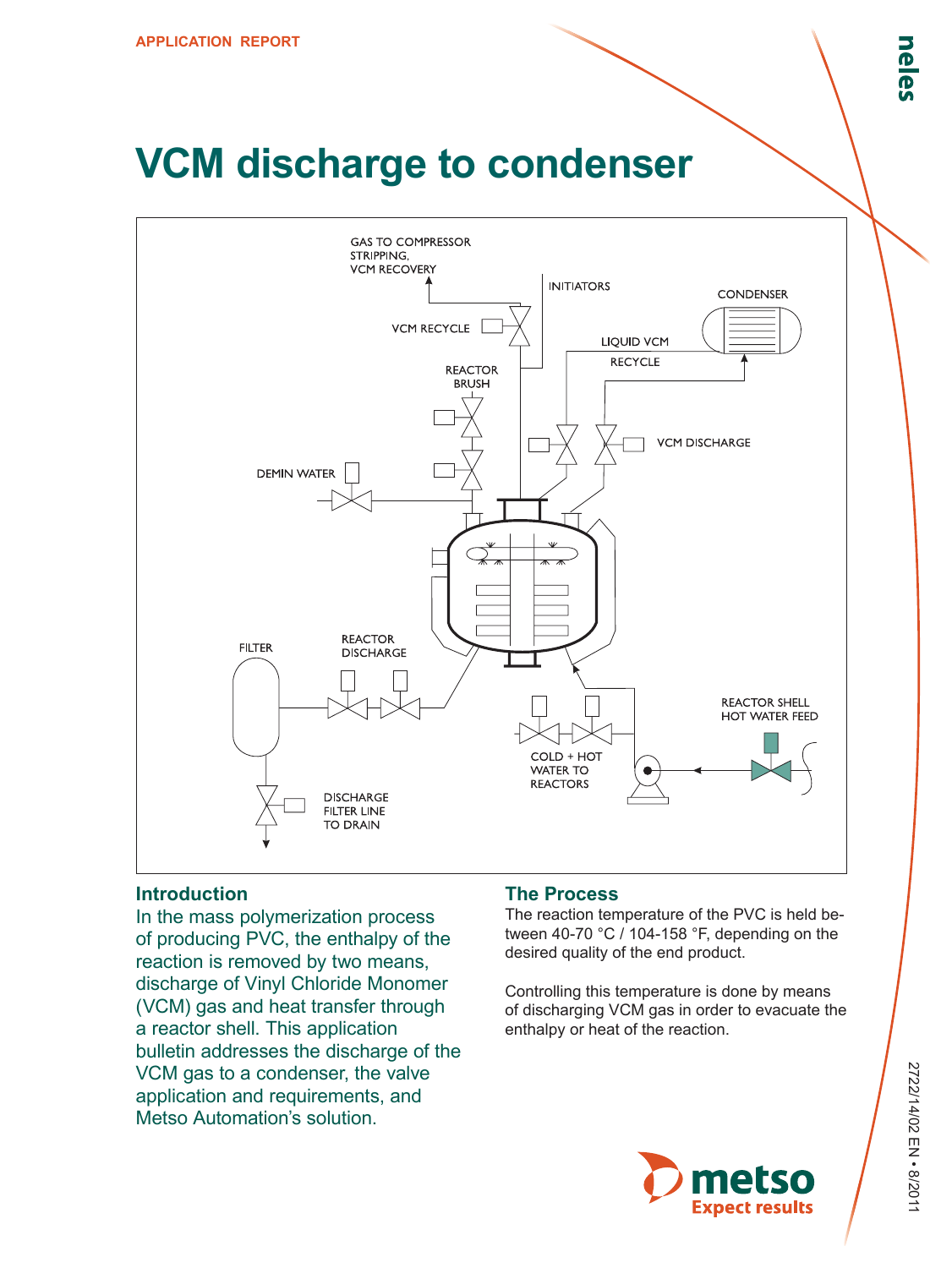# VCM discharge to condenser

GAS TO COMPRESSOR STRIPPING, VCM RECOVERY

INITIATORS

CONDENSER

VCM RECYCLE

LIQUID VCM

RECYCLE

REACTOR BRUSH

VCM DISCHARGE

DEMIN WATER

FILTER

REACTOR DISCHARGE

REACTOR SHELL HOT WATER FEED

COLD + HOT WATER TO REACTORS

DISCHARGE FILTER LINE TO DRAIN

## Introduction

In the mass polymerization process of producing PVC, the enthalpy of the reaction is removed by two means, discharge of Vinyl Chloride Monomer (VCM) gas and heat transfer through a reactor shell. This application bulletin addresses the discharge of the VCM gas to a condenser, the valve application and requirements, and Metso Automation's solution.

## The Process

The reaction temperature of the PVC is held between 40-70 °C / 104-158 °F, depending on the desired quality of the end product.

Controlling this temperature is done by means of discharging VCM gas in order to evacuate the enthalpy or heat of the reaction.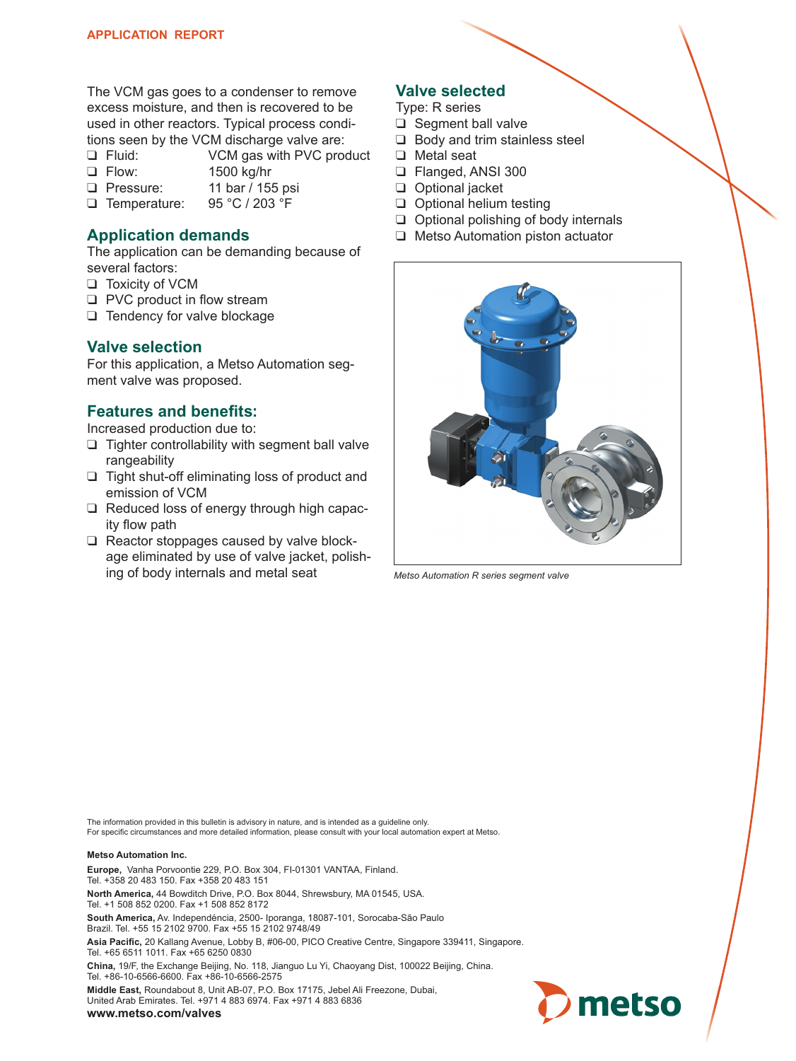The VCM gas goes to a condenser to remove excess moisture, and then is recovered to be used in other reactors. Typical process conditions seen by the VCM discharge valve are:

- Fluid: VCM gas with PVC product
- Flow: 1500 kg/hr
- Pressure: 11 bar / 155 psi
- Temperature: 95 °C / 203 °F

## Application demands

The application can be demanding because of several factors:

- Toxicity of VCM
- PVC product in flow stream
- Tendency for valve blockage

## Valve selection

For this application, a Metso Automation segment valve was proposed.

## Features and benefits:

Increased production due to:

- Tighter controllability with segment ball valve rangeability
- Tight shut-off eliminating loss of product and emission of VCM
- Reduced loss of energy through high capacity flow path
- Reactor stoppages caused by valve blockage eliminated by use of valve jacket, polishing of body internals and metal seat

## Valve selected

Type: R series

- Segment ball valve
- Body and trim stainless steel
- Metal seat
- Flanged, ANSI 300
- Optional jacket
- Optional helium testing
- Optional polishing of body internals
- Metso Automation piston actuator

*Metso Automation R series segment valve*

The information provided in this bulletin is advisory in nature, and is intended as a guideline only.
For specific circumstances and more detailed information, please consult with your local automation expert at Metso.

**Metso Automation Inc.**

**Europe,** Vanha Porvoontie 229, P.O. Box 304, FI-01301 VANTAA, Finland.
Tel. +358 20 483 150. Fax +358 20 483 151

**North America,** 44 Bowditch Drive, P.O. Box 8044, Shrewsbury, MA 01545, USA.
Tel. +1 508 852 0200. Fax +1 508 852 8172

**South America,** Av. Independência, 2500- Iporanga, 18087-101, Sorocaba-São Paulo
Brazil. Tel. +55 15 2102 9700. Fax +55 15 2102 9748/49

**Asia Pacific,** 20 Kallang Avenue, Lobby B, #06-00, PICO Creative Centre, Singapore 339411, Singapore.
Tel. +65 6511 1011. Fax +65 6250 0830

**China,** 19/F, the Exchange Beijing, No. 118, Jianguo Lu Yi, Chaoyang Dist, 100022 Beijing, China.
Tel. +86-10-6566-6600. Fax +86-10-6566-2575

**Middle East,** Roundabout 8, Unit AB-07, P.O. Box 17175, Jebel Ali Freezone, Dubai,
United Arab Emirates. Tel. +971 4 883 6974. Fax +971 4 883 6836

**www.metso.com/valves**

metso